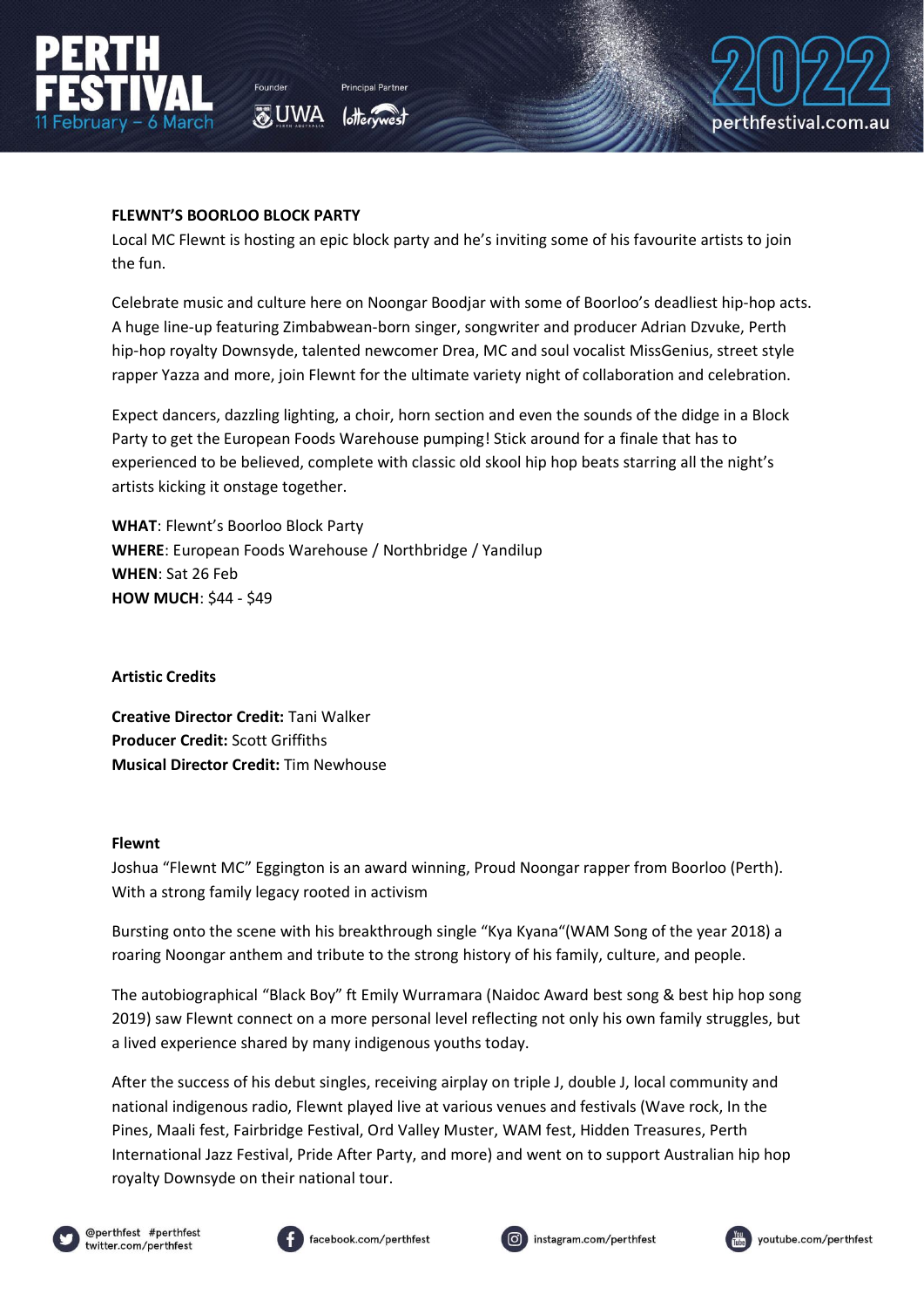**FLEWNT'S BOORLOO BLOCK PARTY**

Local MC Flewnt is hosting an epic block party and he's inviting some of his favourite artists to join the fun.

Celebrate music and culture here on Noongar Boodjar with some of Boorloo's deadliest hip-hop acts. A huge line-up featuring Zimbabwean-born singer, songwriter and producer Adrian Dzvuke, Perth hip-hop royalty Downsyde, talented newcomer Drea, MC and soul vocalist MissGenius, street style rapper Yazza and more, join Flewnt for the ultimate variety night of collaboration and celebration.

Expect dancers, dazzling lighting, a choir, horn section and even the sounds of the didge in a Block Party to get the European Foods Warehouse pumping! Stick around for a finale that has to experienced to be believed, complete with classic old skool hip hop beats starring all the night's artists kicking it onstage together.

**WHAT**: Flewnt's Boorloo Block Party
**WHERE**: European Foods Warehouse / Northbridge / Yandilup
**WHEN**: Sat 26 Feb
**HOW MUCH**: $44 - $49

**Artistic Credits**

**Creative Director Credit:** Tani Walker
**Producer Credit:** Scott Griffiths
**Musical Director Credit:** Tim Newhouse

**Flewnt**

Joshua "Flewnt MC" Eggington is an award winning, Proud Noongar rapper from Boorloo (Perth). With a strong family legacy rooted in activism

Bursting onto the scene with his breakthrough single "Kya Kyana"(WAM Song of the year 2018) a roaring Noongar anthem and tribute to the strong history of his family, culture, and people.

The autobiographical "Black Boy" ft Emily Wurramara (Naidoc Award best song & best hip hop song 2019) saw Flewnt connect on a more personal level reflecting not only his own family struggles, but a lived experience shared by many indigenous youths today.

After the success of his debut singles, receiving airplay on triple J, double J, local community and national indigenous radio, Flewnt played live at various venues and festivals (Wave rock, In the Pines, Maali fest, Fairbridge Festival, Ord Valley Muster, WAM fest, Hidden Treasures, Perth International Jazz Festival, Pride After Party, and more) and went on to support Australian hip hop royalty Downsyde on their national tour.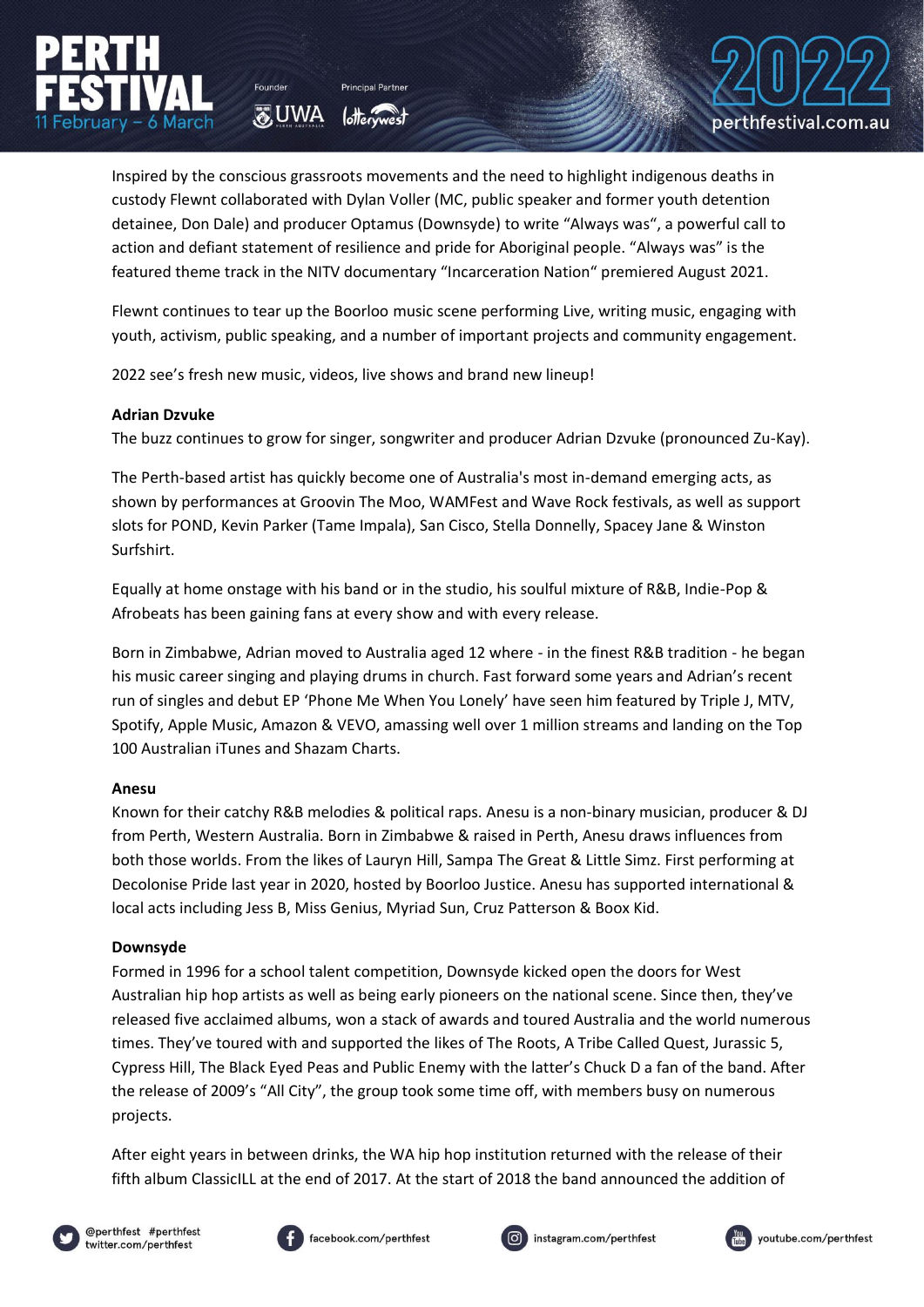Inspired by the conscious grassroots movements and the need to highlight indigenous deaths in custody Flewnt collaborated with Dylan Voller (MC, public speaker and former youth detention detainee, Don Dale) and producer Optamus (Downsyde) to write "Always was", a powerful call to action and defiant statement of resilience and pride for Aboriginal people. "Always was" is the featured theme track in the NITV documentary "Incarceration Nation" premiered August 2021.

Flewnt continues to tear up the Boorloo music scene performing Live, writing music, engaging with youth, activism, public speaking, and a number of important projects and community engagement.

2022 see's fresh new music, videos, live shows and brand new lineup!

**Adrian Dzvuke**
The buzz continues to grow for singer, songwriter and producer Adrian Dzvuke (pronounced Zu-Kay).

The Perth-based artist has quickly become one of Australia's most in-demand emerging acts, as shown by performances at Groovin The Moo, WAMFest and Wave Rock festivals, as well as support slots for POND, Kevin Parker (Tame Impala), San Cisco, Stella Donnelly, Spacey Jane & Winston Surfshirt.

Equally at home onstage with his band or in the studio, his soulful mixture of R&B, Indie-Pop & Afrobeats has been gaining fans at every show and with every release.

Born in Zimbabwe, Adrian moved to Australia aged 12 where - in the finest R&B tradition - he began his music career singing and playing drums in church. Fast forward some years and Adrian's recent run of singles and debut EP 'Phone Me When You Lonely' have seen him featured by Triple J, MTV, Spotify, Apple Music, Amazon & VEVO, amassing well over 1 million streams and landing on the Top 100 Australian iTunes and Shazam Charts.

**Anesu**
Known for their catchy R&B melodies & political raps. Anesu is a non-binary musician, producer & DJ from Perth, Western Australia. Born in Zimbabwe & raised in Perth, Anesu draws influences from both those worlds. From the likes of Lauryn Hill, Sampa The Great & Little Simz. First performing at Decolonise Pride last year in 2020, hosted by Boorloo Justice. Anesu has supported international & local acts including Jess B, Miss Genius, Myriad Sun, Cruz Patterson & Boox Kid.

**Downsyde**
Formed in 1996 for a school talent competition, Downsyde kicked open the doors for West Australian hip hop artists as well as being early pioneers on the national scene. Since then, they've released five acclaimed albums, won a stack of awards and toured Australia and the world numerous times. They've toured with and supported the likes of The Roots, A Tribe Called Quest, Jurassic 5, Cypress Hill, The Black Eyed Peas and Public Enemy with the latter's Chuck D a fan of the band. After the release of 2009's "All City", the group took some time off, with members busy on numerous projects.

After eight years in between drinks, the WA hip hop institution returned with the release of their fifth album ClassicILL at the end of 2017. At the start of 2018 the band announced the addition of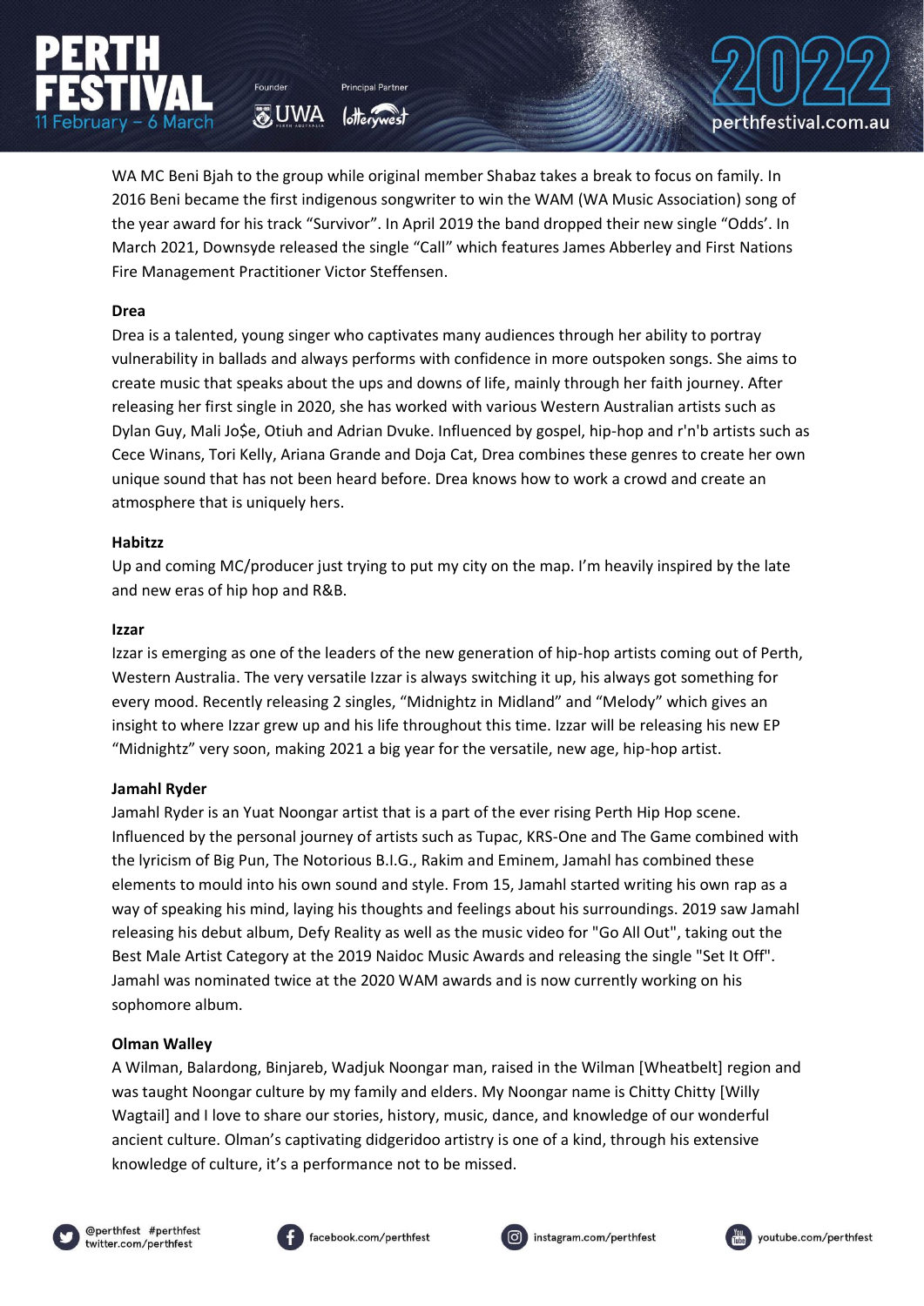WA MC Beni Bjah to the group while original member Shabaz takes a break to focus on family. In 2016 Beni became the first indigenous songwriter to win the WAM (WA Music Association) song of the year award for his track "Survivor". In April 2019 the band dropped their new single "Odds'. In March 2021, Downsyde released the single "Call" which features James Abberley and First Nations Fire Management Practitioner Victor Steffensen.

**Drea**

Drea is a talented, young singer who captivates many audiences through her ability to portray vulnerability in ballads and always performs with confidence in more outspoken songs. She aims to create music that speaks about the ups and downs of life, mainly through her faith journey. After releasing her first single in 2020, she has worked with various Western Australian artists such as Dylan Guy, Mali Jo$e, Otiuh and Adrian Dvuke. Influenced by gospel, hip-hop and r'n'b artists such as Cece Winans, Tori Kelly, Ariana Grande and Doja Cat, Drea combines these genres to create her own unique sound that has not been heard before. Drea knows how to work a crowd and create an atmosphere that is uniquely hers.

**Habitzz**

Up and coming MC/producer just trying to put my city on the map. I'm heavily inspired by the late and new eras of hip hop and R&B.

**Izzar**

Izzar is emerging as one of the leaders of the new generation of hip-hop artists coming out of Perth, Western Australia. The very versatile Izzar is always switching it up, his always got something for every mood. Recently releasing 2 singles, "Midnightz in Midland" and "Melody" which gives an insight to where Izzar grew up and his life throughout this time. Izzar will be releasing his new EP "Midnightz" very soon, making 2021 a big year for the versatile, new age, hip-hop artist.

**Jamahl Ryder**

Jamahl Ryder is an Yuat Noongar artist that is a part of the ever rising Perth Hip Hop scene. Influenced by the personal journey of artists such as Tupac, KRS-One and The Game combined with the lyricism of Big Pun, The Notorious B.I.G., Rakim and Eminem, Jamahl has combined these elements to mould into his own sound and style. From 15, Jamahl started writing his own rap as a way of speaking his mind, laying his thoughts and feelings about his surroundings. 2019 saw Jamahl releasing his debut album, Defy Reality as well as the music video for "Go All Out", taking out the Best Male Artist Category at the 2019 Naidoc Music Awards and releasing the single "Set It Off". Jamahl was nominated twice at the 2020 WAM awards and is now currently working on his sophomore album.

**Olman Walley**

A Wilman, Balardong, Binjareb, Wadjuk Noongar man, raised in the Wilman [Wheatbelt] region and was taught Noongar culture by my family and elders. My Noongar name is Chitty Chitty [Willy Wagtail] and I love to share our stories, history, music, dance, and knowledge of our wonderful ancient culture. Olman's captivating didgeridoo artistry is one of a kind, through his extensive knowledge of culture, it's a performance not to be missed.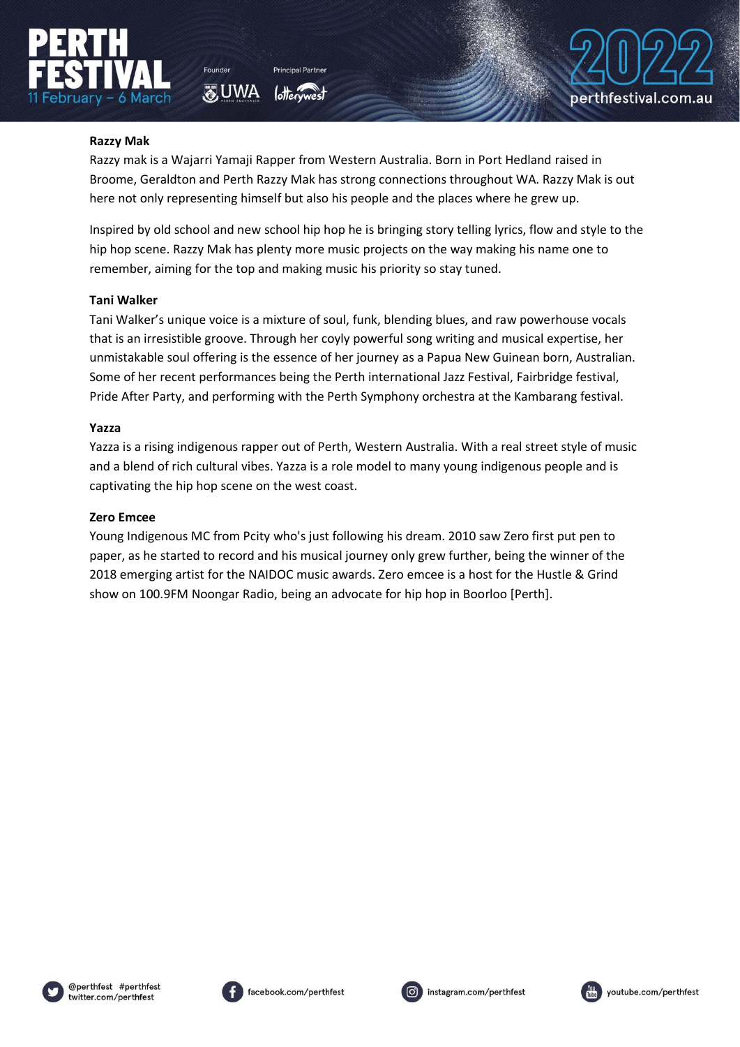**Razzy Mak**

Razzy mak is a Wajarri Yamaji Rapper from Western Australia. Born in Port Hedland raised in Broome, Geraldton and Perth Razzy Mak has strong connections throughout WA. Razzy Mak is out here not only representing himself but also his people and the places where he grew up.

Inspired by old school and new school hip hop he is bringing story telling lyrics, flow and style to the hip hop scene. Razzy Mak has plenty more music projects on the way making his name one to remember, aiming for the top and making music his priority so stay tuned.

**Tani Walker**

Tani Walker's unique voice is a mixture of soul, funk, blending blues, and raw powerhouse vocals that is an irresistible groove. Through her coyly powerful song writing and musical expertise, her unmistakable soul offering is the essence of her journey as a Papua New Guinean born, Australian. Some of her recent performances being the Perth international Jazz Festival, Fairbridge festival, Pride After Party, and performing with the Perth Symphony orchestra at the Kambarang festival.

**Yazza**

Yazza is a rising indigenous rapper out of Perth, Western Australia. With a real street style of music and a blend of rich cultural vibes. Yazza is a role model to many young indigenous people and is captivating the hip hop scene on the west coast.

**Zero Emcee**

Young Indigenous MC from Pcity who's just following his dream. 2010 saw Zero first put pen to paper, as he started to record and his musical journey only grew further, being the winner of the 2018 emerging artist for the NAIDOC music awards. Zero emcee is a host for the Hustle & Grind show on 100.9FM Noongar Radio, being an advocate for hip hop in Boorloo [Perth].